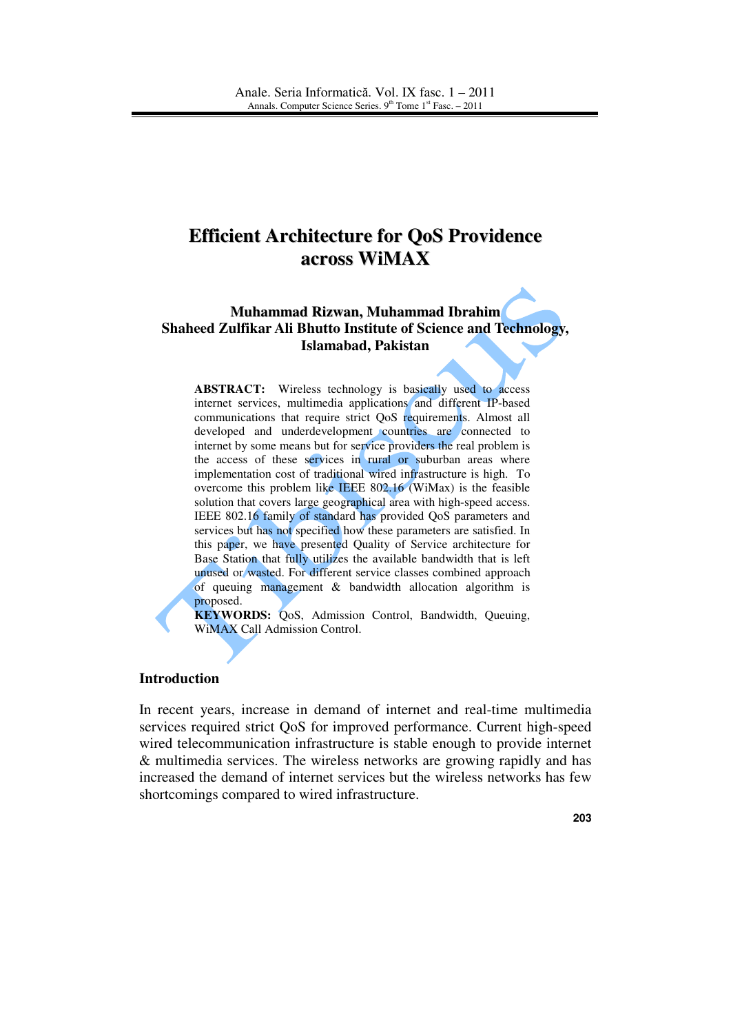# Efficient Architecture for QoS Providence across WiMAX

**Muhammad Rizwan, Muhammad Ibrahim**
**Shaheed Zulfikar Ali Bhutto Institute of Science and Technology, Islamabad, Pakistan**

**ABSTRACT:** Wireless technology is basically used to access internet services, multimedia applications and different IP-based communications that require strict QoS requirements. Almost all developed and underdevelopment countries are connected to internet by some means but for service providers the real problem is the access of these services in rural or suburban areas where implementation cost of traditional wired infrastructure is high. To overcome this problem like IEEE 802.16 (WiMax) is the feasible solution that covers large geographical area with high-speed access. IEEE 802.16 family of standard has provided QoS parameters and services but has not specified how these parameters are satisfied. In this paper, we have presented Quality of Service architecture for Base Station that fully utilizes the available bandwidth that is left unused or wasted. For different service classes combined approach of queuing management & bandwidth allocation algorithm is proposed.

**KEYWORDS:** QoS, Admission Control, Bandwidth, Queuing, WiMAX Call Admission Control.

## Introduction

In recent years, increase in demand of internet and real-time multimedia services required strict QoS for improved performance. Current high-speed wired telecommunication infrastructure is stable enough to provide internet & multimedia services. The wireless networks are growing rapidly and has increased the demand of internet services but the wireless networks has few shortcomings compared to wired infrastructure.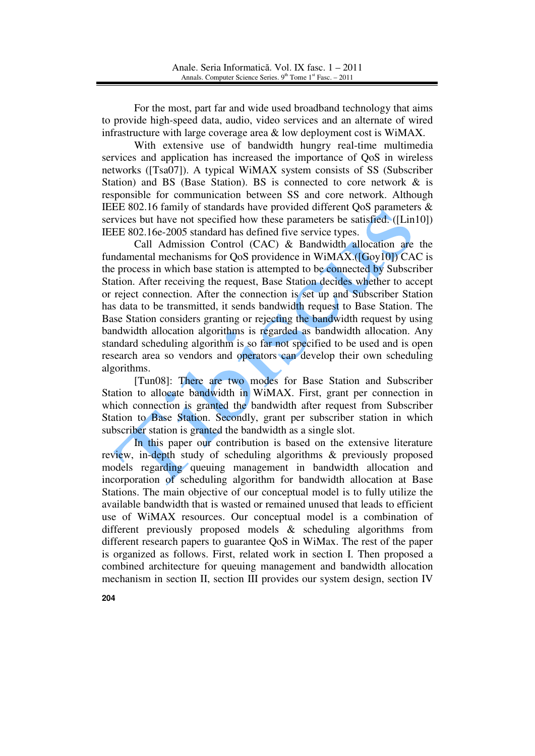For the most, part far and wide used broadband technology that aims to provide high-speed data, audio, video services and an alternate of wired infrastructure with large coverage area & low deployment cost is WiMAX.

With extensive use of bandwidth hungry real-time multimedia services and application has increased the importance of QoS in wireless networks ([Tsa07]). A typical WiMAX system consists of SS (Subscriber Station) and BS (Base Station). BS is connected to core network & is responsible for communication between SS and core network. Although IEEE 802.16 family of standards have provided different QoS parameters & services but have not specified how these parameters be satisfied. ([Lin10]) IEEE 802.16e-2005 standard has defined five service types.

Call Admission Control (CAC) & Bandwidth allocation are the fundamental mechanisms for QoS providence in WiMAX.([Goy10]) CAC is the process in which base station is attempted to be connected by Subscriber Station. After receiving the request, Base Station decides whether to accept or reject connection. After the connection is set up and Subscriber Station has data to be transmitted, it sends bandwidth request to Base Station. The Base Station considers granting or rejecting the bandwidth request by using bandwidth allocation algorithms is regarded as bandwidth allocation. Any standard scheduling algorithm is so far not specified to be used and is open research area so vendors and operators can develop their own scheduling algorithms.

[Tun08]: There are two modes for Base Station and Subscriber Station to allocate bandwidth in WiMAX. First, grant per connection in which connection is granted the bandwidth after request from Subscriber Station to Base Station. Secondly, grant per subscriber station in which subscriber station is granted the bandwidth as a single slot.

In this paper our contribution is based on the extensive literature review, in-depth study of scheduling algorithms & previously proposed models regarding queuing management in bandwidth allocation and incorporation of scheduling algorithm for bandwidth allocation at Base Stations. The main objective of our conceptual model is to fully utilize the available bandwidth that is wasted or remained unused that leads to efficient use of WiMAX resources. Our conceptual model is a combination of different previously proposed models & scheduling algorithms from different research papers to guarantee QoS in WiMax. The rest of the paper is organized as follows. First, related work in section I. Then proposed a combined architecture for queuing management and bandwidth allocation mechanism in section II, section III provides our system design, section IV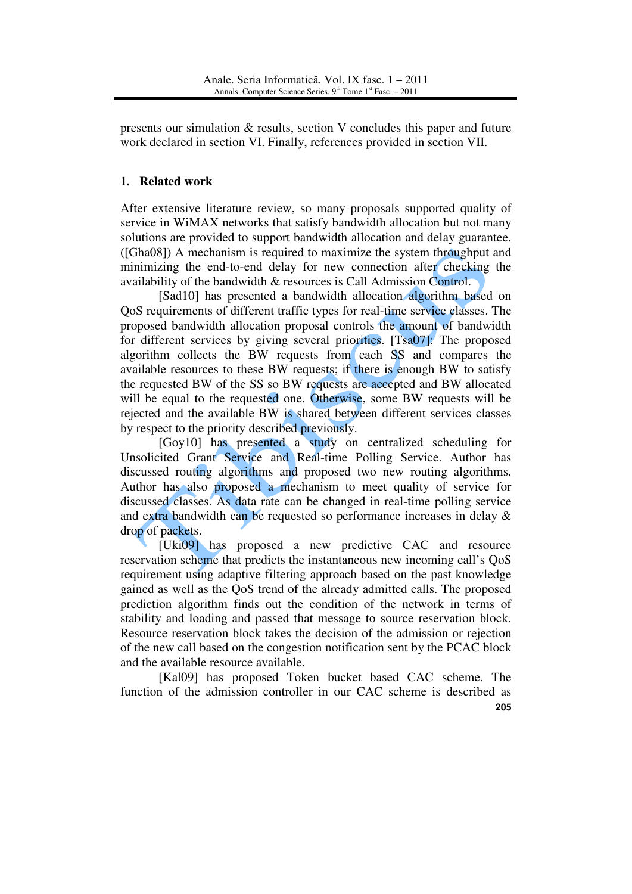presents our simulation & results, section V concludes this paper and future work declared in section VI. Finally, references provided in section VII.

## 1. Related work

After extensive literature review, so many proposals supported quality of service in WiMAX networks that satisfy bandwidth allocation but not many solutions are provided to support bandwidth allocation and delay guarantee. ([Gha08]) A mechanism is required to maximize the system throughput and minimizing the end-to-end delay for new connection after checking the availability of the bandwidth & resources is Call Admission Control.

[Sad10] has presented a bandwidth allocation algorithm based on QoS requirements of different traffic types for real-time service classes. The proposed bandwidth allocation proposal controls the amount of bandwidth for different services by giving several priorities. [Tsa07]: The proposed algorithm collects the BW requests from each SS and compares the available resources to these BW requests; if there is enough BW to satisfy the requested BW of the SS so BW requests are accepted and BW allocated will be equal to the requested one. Otherwise, some BW requests will be rejected and the available BW is shared between different services classes by respect to the priority described previously.

[Goy10] has presented a study on centralized scheduling for Unsolicited Grant Service and Real-time Polling Service. Author has discussed routing algorithms and proposed two new routing algorithms. Author has also proposed a mechanism to meet quality of service for discussed classes. As data rate can be changed in real-time polling service and extra bandwidth can be requested so performance increases in delay & drop of packets.

[Uki09] has proposed a new predictive CAC and resource reservation scheme that predicts the instantaneous new incoming call's QoS requirement using adaptive filtering approach based on the past knowledge gained as well as the QoS trend of the already admitted calls. The proposed prediction algorithm finds out the condition of the network in terms of stability and loading and passed that message to source reservation block. Resource reservation block takes the decision of the admission or rejection of the new call based on the congestion notification sent by the PCAC block and the available resource available.

[Kal09] has proposed Token bucket based CAC scheme. The function of the admission controller in our CAC scheme is described as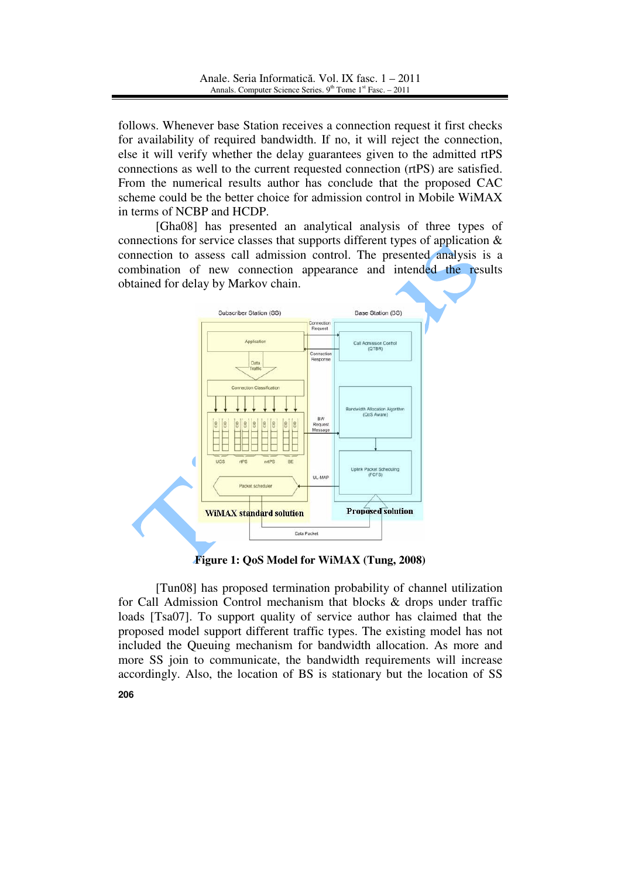follows. Whenever base Station receives a connection request it first checks for availability of required bandwidth. If no, it will reject the connection, else it will verify whether the delay guarantees given to the admitted rtPS connections as well to the current requested connection (rtPS) are satisfied. From the numerical results author has conclude that the proposed CAC scheme could be the better choice for admission control in Mobile WiMAX in terms of NCBP and HCDP.

[Gha08] has presented an analytical analysis of three types of connections for service classes that supports different types of application & connection to assess call admission control. The presented analysis is a combination of new connection appearance and intended the results obtained for delay by Markov chain.

**Figure 1: QoS Model for WiMAX (Tung, 2008)**

[Tun08] has proposed termination probability of channel utilization for Call Admission Control mechanism that blocks & drops under traffic loads [Tsa07]. To support quality of service author has claimed that the proposed model support different traffic types. The existing model has not included the Queuing mechanism for bandwidth allocation. As more and more SS join to communicate, the bandwidth requirements will increase accordingly. Also, the location of BS is stationary but the location of SS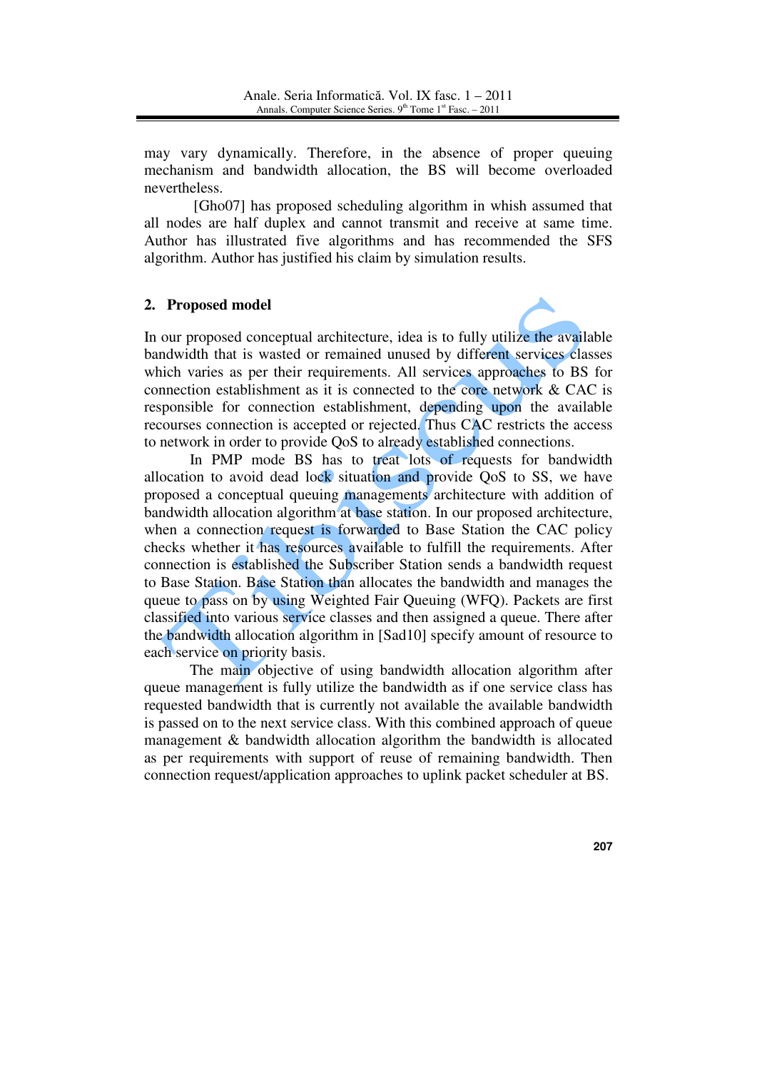may vary dynamically. Therefore, in the absence of proper queuing mechanism and bandwidth allocation, the BS will become overloaded nevertheless.

[Gho07] has proposed scheduling algorithm in whish assumed that all nodes are half duplex and cannot transmit and receive at same time. Author has illustrated five algorithms and has recommended the SFS algorithm. Author has justified his claim by simulation results.

## 2. Proposed model

In our proposed conceptual architecture, idea is to fully utilize the available bandwidth that is wasted or remained unused by different services classes which varies as per their requirements. All services approaches to BS for connection establishment as it is connected to the core network & CAC is responsible for connection establishment, depending upon the available recourses connection is accepted or rejected. Thus CAC restricts the access to network in order to provide QoS to already established connections.

In PMP mode BS has to treat lots of requests for bandwidth allocation to avoid dead lock situation and provide QoS to SS, we have proposed a conceptual queuing managements architecture with addition of bandwidth allocation algorithm at base station. In our proposed architecture, when a connection request is forwarded to Base Station the CAC policy checks whether it has resources available to fulfill the requirements. After connection is established the Subscriber Station sends a bandwidth request to Base Station. Base Station than allocates the bandwidth and manages the queue to pass on by using Weighted Fair Queuing (WFQ). Packets are first classified into various service classes and then assigned a queue. There after the bandwidth allocation algorithm in [Sad10] specify amount of resource to each service on priority basis.

The main objective of using bandwidth allocation algorithm after queue management is fully utilize the bandwidth as if one service class has requested bandwidth that is currently not available the available bandwidth is passed on to the next service class. With this combined approach of queue management & bandwidth allocation algorithm the bandwidth is allocated as per requirements with support of reuse of remaining bandwidth. Then connection request/application approaches to uplink packet scheduler at BS.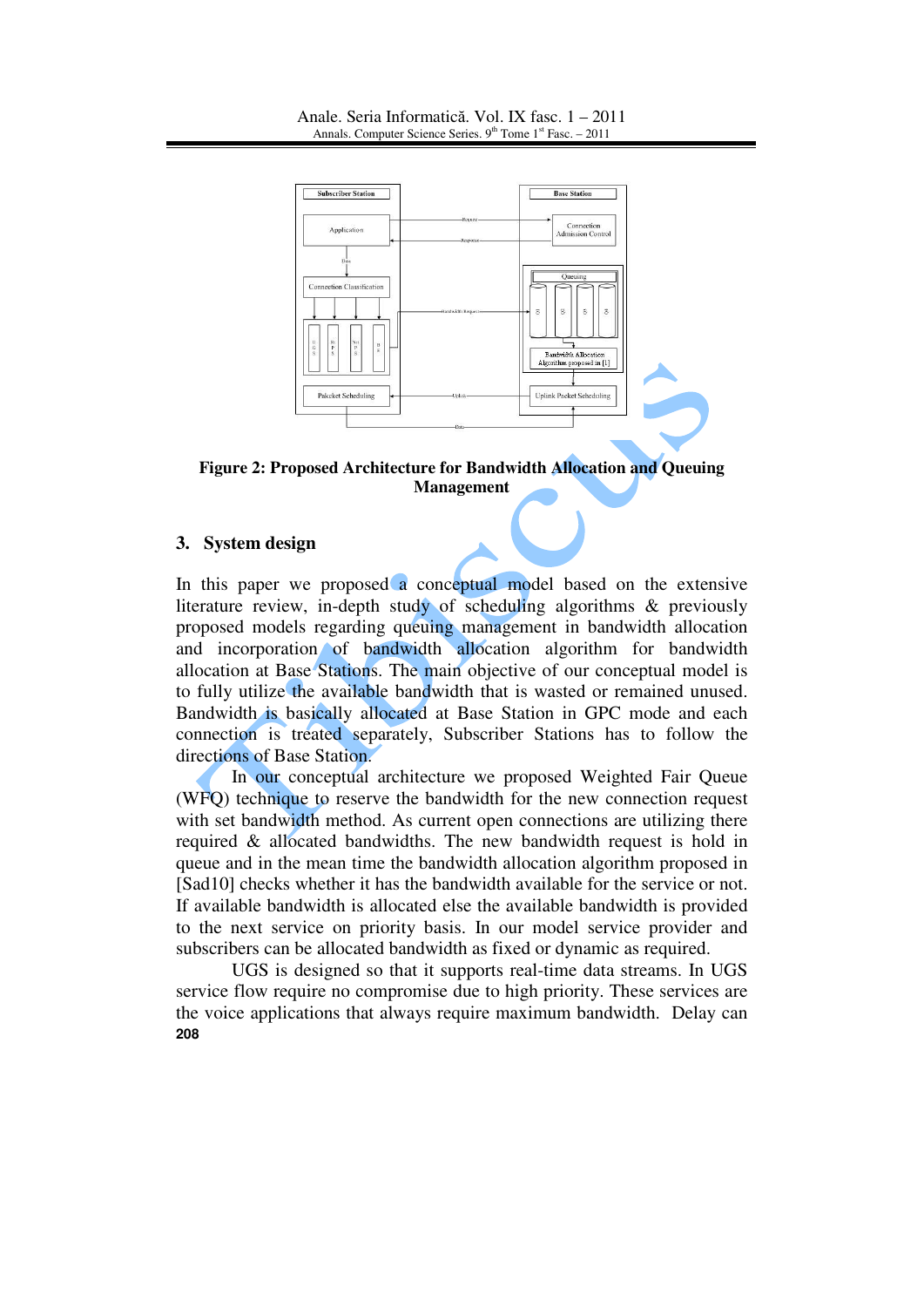**Figure 2: Proposed Architecture for Bandwidth Allocation and Queuing Management**

## 3. System design

In this paper we proposed a conceptual model based on the extensive literature review, in-depth study of scheduling algorithms & previously proposed models regarding queuing management in bandwidth allocation and incorporation of bandwidth allocation algorithm for bandwidth allocation at Base Stations. The main objective of our conceptual model is to fully utilize the available bandwidth that is wasted or remained unused. Bandwidth is basically allocated at Base Station in GPC mode and each connection is treated separately, Subscriber Stations has to follow the directions of Base Station.

In our conceptual architecture we proposed Weighted Fair Queue (WFQ) technique to reserve the bandwidth for the new connection request with set bandwidth method. As current open connections are utilizing there required & allocated bandwidths. The new bandwidth request is hold in queue and in the mean time the bandwidth allocation algorithm proposed in [Sad10] checks whether it has the bandwidth available for the service or not. If available bandwidth is allocated else the available bandwidth is provided to the next service on priority basis. In our model service provider and subscribers can be allocated bandwidth as fixed or dynamic as required.

UGS is designed so that it supports real-time data streams. In UGS service flow require no compromise due to high priority. These services are the voice applications that always require maximum bandwidth. Delay can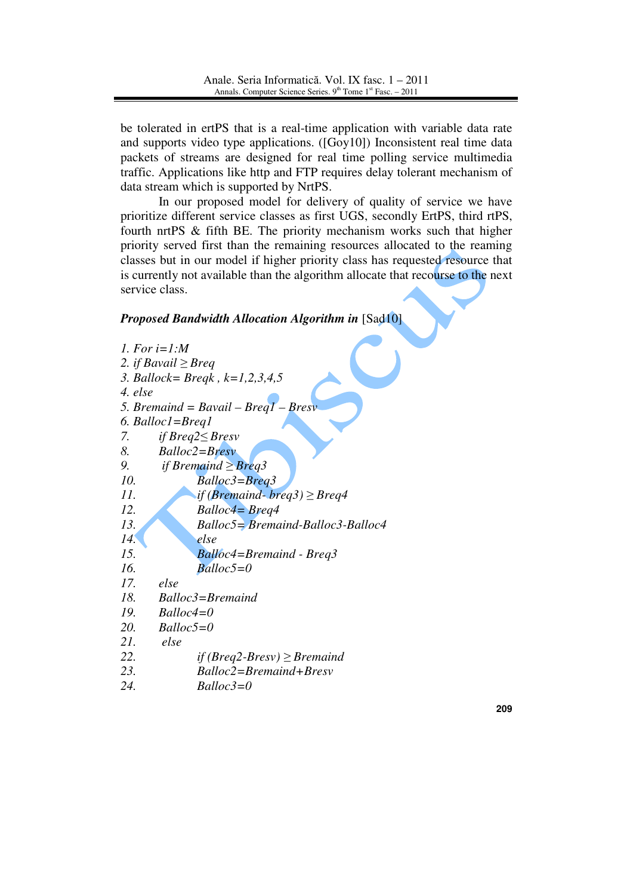be tolerated in ertPS that is a real-time application with variable data rate and supports video type applications. ([Goy10]) Inconsistent real time data packets of streams are designed for real time polling service multimedia traffic. Applications like http and FTP requires delay tolerant mechanism of data stream which is supported by NrtPS.

In our proposed model for delivery of quality of service we have prioritize different service classes as first UGS, secondly ErtPS, third rtPS, fourth nrtPS & fifth BE. The priority mechanism works such that higher priority served first than the remaining resources allocated to the reaming classes but in our model if higher priority class has requested resource that is currently not available than the algorithm allocate that recourse to the next service class.

***Proposed Bandwidth Allocation Algorithm in*** [Sad10]

```
1. For i=1:M
2. if Bavail ≥ Breq
3. Ballock= Breqk , k=1,2,3,4,5
4. else
5. Bremaind = Bavail – Breq1 – Bresv
6. Balloc1=Breq1
7.        if Breq2≤ Bresv
8.        Balloc2=Bresv
9.         if Bremaind ≥ Breq3
10.               Balloc3=Breq3
11.               if (Bremaind- breq3) ≥ Breq4
12.               Balloc4= Breq4
13.               Balloc5= Bremaind-Balloc3-Balloc4
14.               else
15.               Balloc4=Bremaind - Breq3
16.               Balloc5=0
17.        else
18.        Balloc3=Bremaind
19.        Balloc4=0
20.        Balloc5=0
21.         else
22.               if (Breq2-Bresv) ≥ Bremaind
23.               Balloc2=Bremaind+Bresv
24.               Balloc3=0
```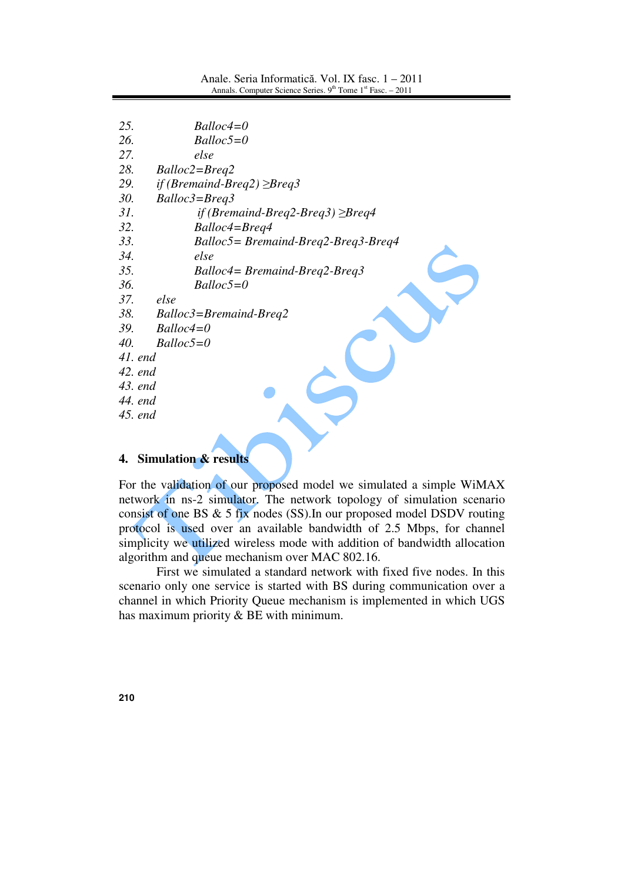```
25.            Balloc4=0
26.            Balloc5=0
27.            else
28.      Balloc2=Breq2
29.      if (Bremaind-Breq2) ≥Breq3
30.      Balloc3=Breq3
31.             if (Bremaind-Breq2-Breq3) ≥Breq4
32.            Balloc4=Breq4
33.            Balloc5= Bremaind-Breq2-Breq3-Breq4
34.            else
35.            Balloc4= Bremaind-Breq2-Breq3
36.            Balloc5=0
37.      else
38.      Balloc3=Bremaind-Breq2
39.      Balloc4=0
40.      Balloc5=0
41. end
42. end
43. end
44. end
45. end
```

## 4. Simulation & results

For the validation of our proposed model we simulated a simple WiMAX network in ns-2 simulator. The network topology of simulation scenario consist of one BS & 5 fix nodes (SS).In our proposed model DSDV routing protocol is used over an available bandwidth of 2.5 Mbps, for channel simplicity we utilized wireless mode with addition of bandwidth allocation algorithm and queue mechanism over MAC 802.16.

First we simulated a standard network with fixed five nodes. In this scenario only one service is started with BS during communication over a channel in which Priority Queue mechanism is implemented in which UGS has maximum priority & BE with minimum.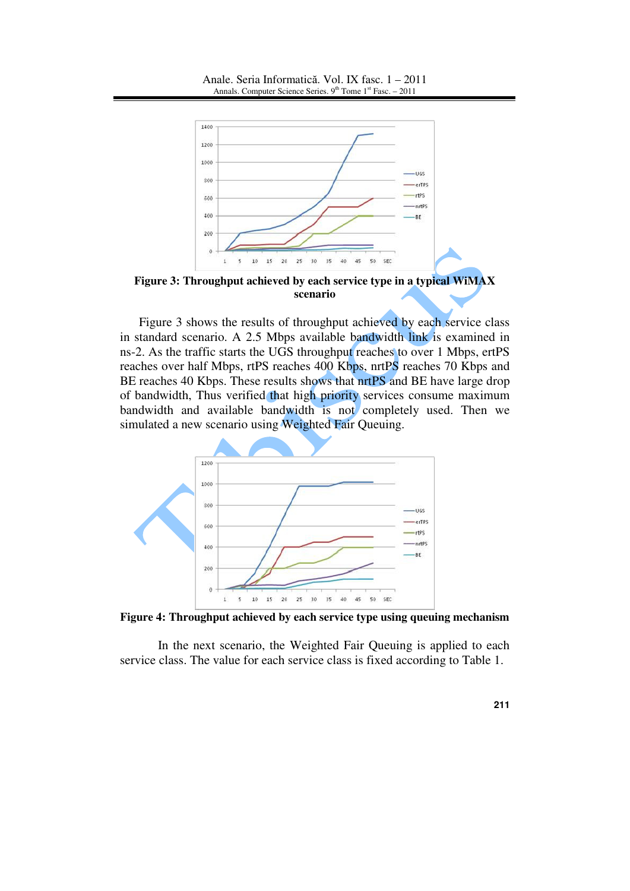**Figure 3: Throughput achieved by each service type in a typical WiMAX scenario**

Figure 3 shows the results of throughput achieved by each service class in standard scenario. A 2.5 Mbps available bandwidth link is examined in ns-2. As the traffic starts the UGS throughput reaches to over 1 Mbps, ertPS reaches over half Mbps, rtPS reaches 400 Kbps, nrtPS reaches 70 Kbps and BE reaches 40 Kbps. These results shows that nrtPS and BE have large drop of bandwidth, Thus verified that high priority services consume maximum bandwidth and available bandwidth is not completely used. Then we simulated a new scenario using Weighted Fair Queuing.

**Figure 4: Throughput achieved by each service type using queuing mechanism**

In the next scenario, the Weighted Fair Queuing is applied to each service class. The value for each service class is fixed according to Table 1.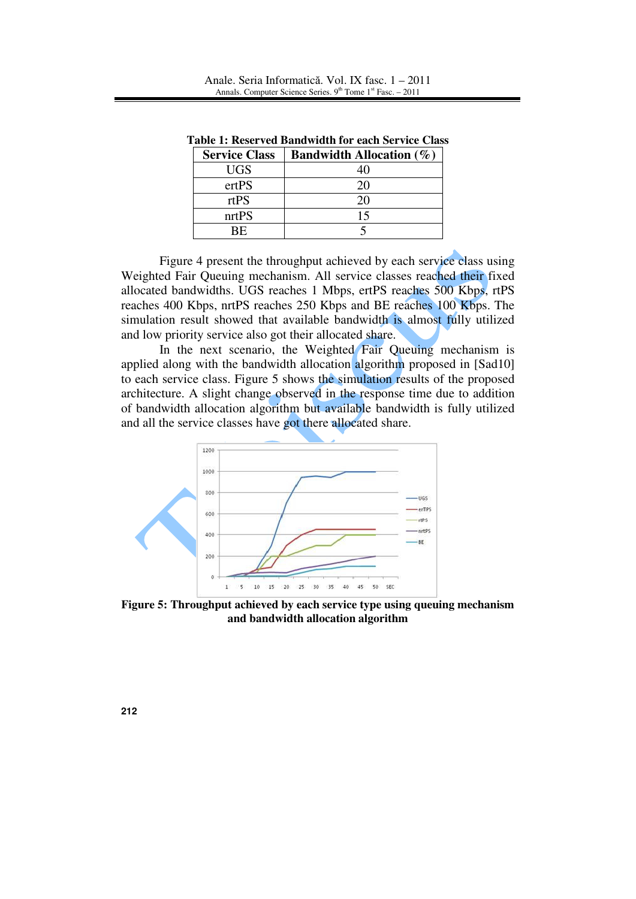**Table 1: Reserved Bandwidth for each Service Class**

| Service Class | Bandwidth Allocation (%) |
| --- | --- |
| UGS | 40 |
| ertPS | 20 |
| rtPS | 20 |
| nrtPS | 15 |
| BE | 5 |

Figure 4 present the throughput achieved by each service class using Weighted Fair Queuing mechanism. All service classes reached their fixed allocated bandwidths. UGS reaches 1 Mbps, ertPS reaches 500 Kbps, rtPS reaches 400 Kbps, nrtPS reaches 250 Kbps and BE reaches 100 Kbps. The simulation result showed that available bandwidth is almost fully utilized and low priority service also got their allocated share.

In the next scenario, the Weighted Fair Queuing mechanism is applied along with the bandwidth allocation algorithm proposed in [Sad10] to each service class. Figure 5 shows the simulation results of the proposed architecture. A slight change observed in the response time due to addition of bandwidth allocation algorithm but available bandwidth is fully utilized and all the service classes have got there allocated share.

**Figure 5: Throughput achieved by each service type using queuing mechanism and bandwidth allocation algorithm**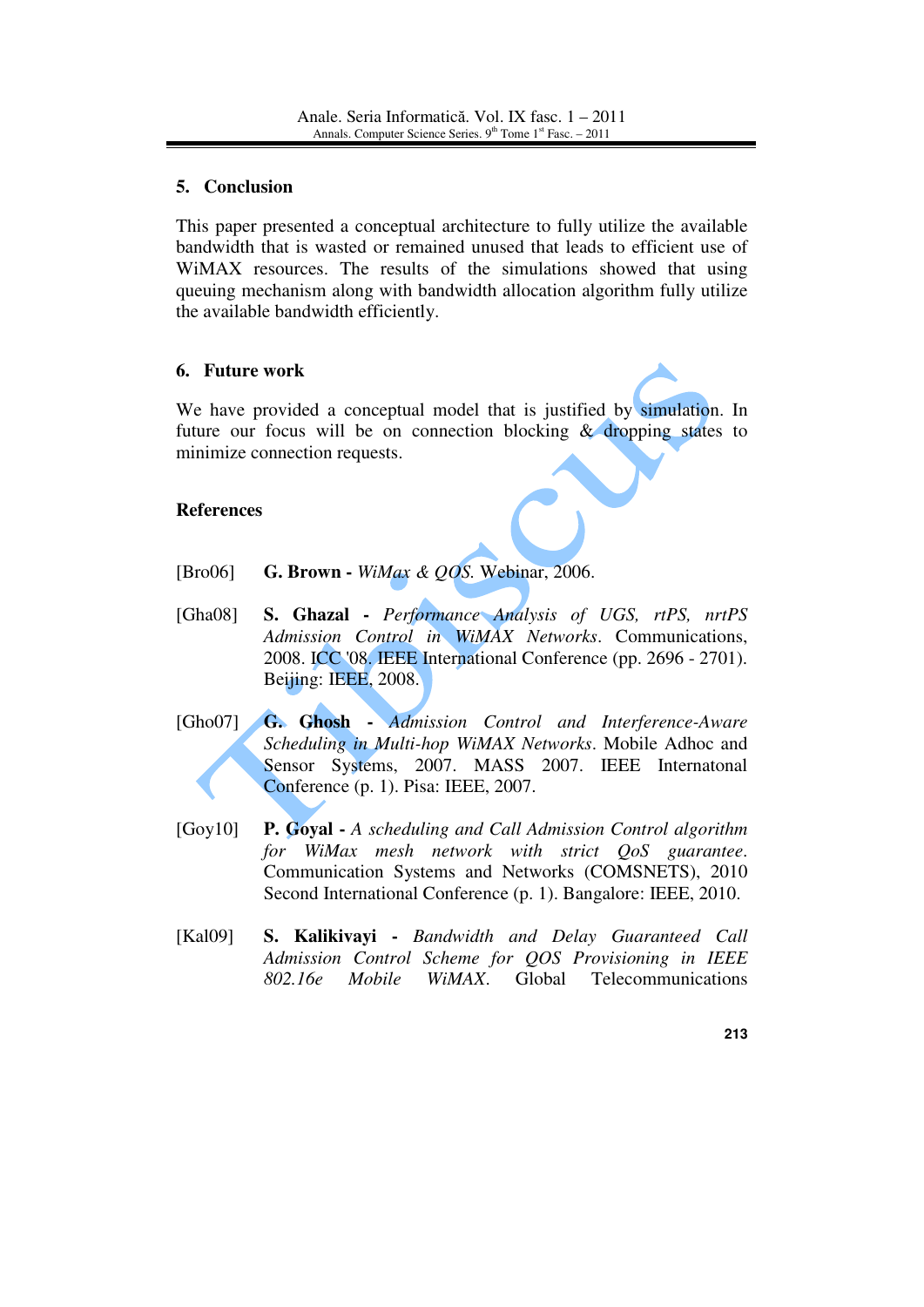## 5. Conclusion

This paper presented a conceptual architecture to fully utilize the available bandwidth that is wasted or remained unused that leads to efficient use of WiMAX resources. The results of the simulations showed that using queuing mechanism along with bandwidth allocation algorithm fully utilize the available bandwidth efficiently.

## 6. Future work

We have provided a conceptual model that is justified by simulation. In future our focus will be on connection blocking & dropping states to minimize connection requests.

## References

[Bro06] **G. Brown -** *WiMax & QOS.* Webinar, 2006.

[Gha08] **S. Ghazal -** *Performance Analysis of UGS, rtPS, nrtPS Admission Control in WiMAX Networks*. Communications, 2008. ICC '08. IEEE International Conference (pp. 2696 - 2701). Beijing: IEEE, 2008.

[Gho07] **G. Ghosh -** *Admission Control and Interference-Aware Scheduling in Multi-hop WiMAX Networks*. Mobile Adhoc and Sensor Systems, 2007. MASS 2007. IEEE Internatonal Conference (p. 1). Pisa: IEEE, 2007.

[Goy10] **P. Goyal -** *A scheduling and Call Admission Control algorithm for WiMax mesh network with strict QoS guarantee*. Communication Systems and Networks (COMSNETS), 2010 Second International Conference (p. 1). Bangalore: IEEE, 2010.

[Kal09] **S. Kalikivayi -** *Bandwidth and Delay Guaranteed Call Admission Control Scheme for QOS Provisioning in IEEE 802.16e Mobile WiMAX*. Global Telecommunications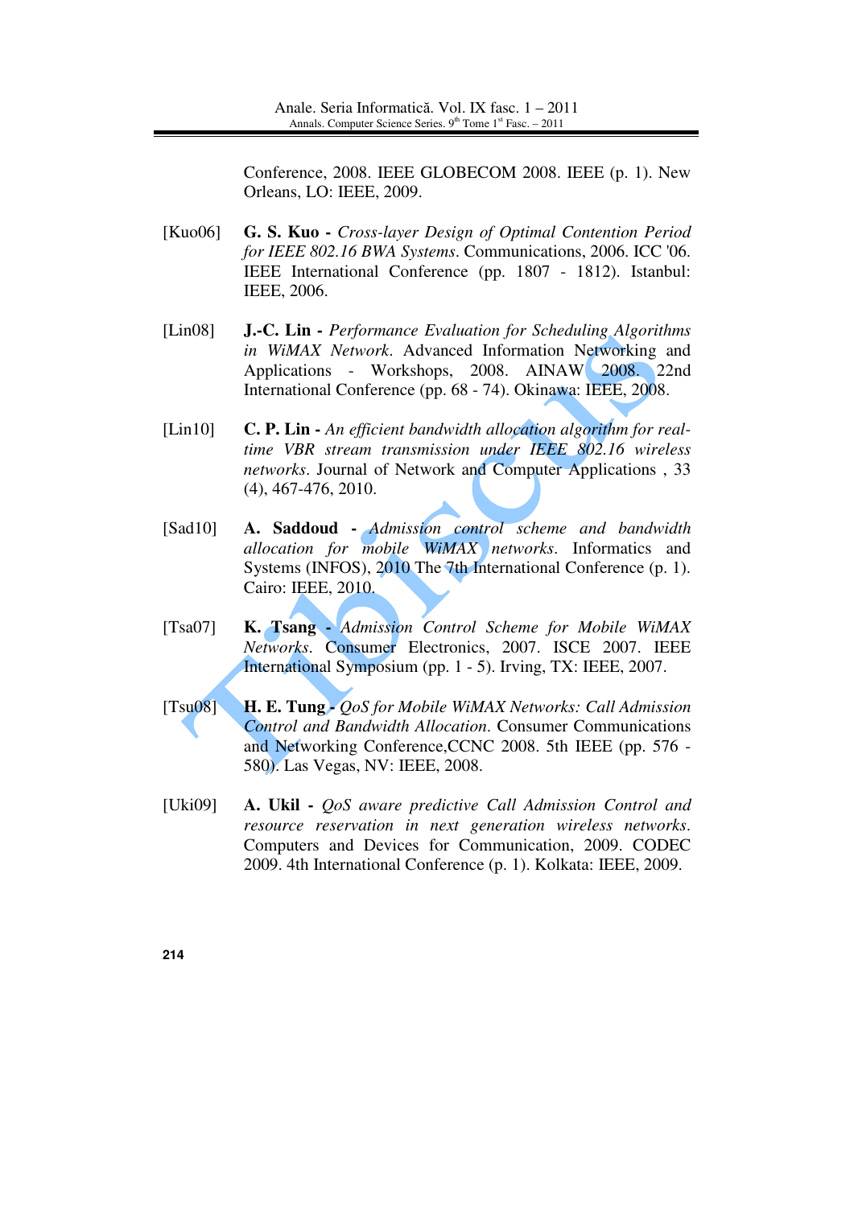Conference, 2008. IEEE GLOBECOM 2008. IEEE (p. 1). New Orleans, LO: IEEE, 2009.

[Kuo06] **G. S. Kuo -** *Cross-layer Design of Optimal Contention Period for IEEE 802.16 BWA Systems*. Communications, 2006. ICC '06. IEEE International Conference (pp. 1807 - 1812). Istanbul: IEEE, 2006.

[Lin08] **J.-C. Lin -** *Performance Evaluation for Scheduling Algorithms in WiMAX Network*. Advanced Information Networking and Applications - Workshops, 2008. AINAW 2008. 22nd International Conference (pp. 68 - 74). Okinawa: IEEE, 2008.

[Lin10] **C. P. Lin -** *An efficient bandwidth allocation algorithm for real-time VBR stream transmission under IEEE 802.16 wireless networks*. Journal of Network and Computer Applications , 33 (4), 467-476, 2010.

[Sad10] **A. Saddoud -** *Admission control scheme and bandwidth allocation for mobile WiMAX networks*. Informatics and Systems (INFOS), 2010 The 7th International Conference (p. 1). Cairo: IEEE, 2010.

[Tsa07] **K. Tsang -** *Admission Control Scheme for Mobile WiMAX Networks*. Consumer Electronics, 2007. ISCE 2007. IEEE International Symposium (pp. 1 - 5). Irving, TX: IEEE, 2007.

[Tsu08] **H. E. Tung -** *QoS for Mobile WiMAX Networks: Call Admission Control and Bandwidth Allocation*. Consumer Communications and Networking Conference,CCNC 2008. 5th IEEE (pp. 576 - 580). Las Vegas, NV: IEEE, 2008.

[Uki09] **A. Ukil -** *QoS aware predictive Call Admission Control and resource reservation in next generation wireless networks*. Computers and Devices for Communication, 2009. CODEC 2009. 4th International Conference (p. 1). Kolkata: IEEE, 2009.